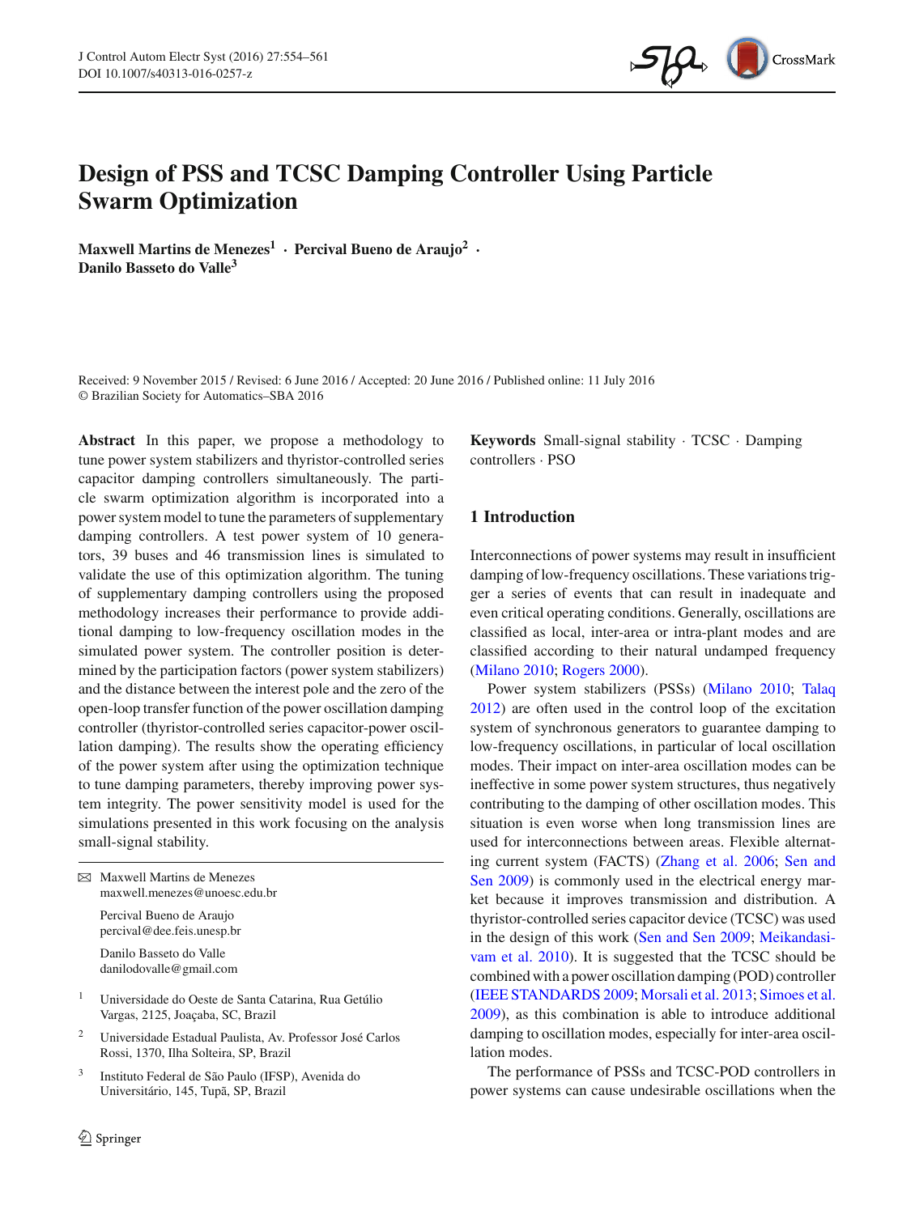// Design of PSS and TCSC Damping Controller Using Particle Swarm Optimization

**Maxwell Martins de Menezes[1] · Percival Bueno de Araujo[2] · Danilo Basseto do Valle[3]**

Received: 9 November 2015 / Revised: 6 June 2016 / Accepted: 20 June 2016 / Published online: 11 July 2016
© Brazilian Society for Automatics–SBA 2016

**Abstract** In this paper, we propose a methodology to tune power system stabilizers and thyristor-controlled series capacitor damping controllers simultaneously. The particle swarm optimization algorithm is incorporated into a power system model to tune the parameters of supplementary damping controllers. A test power system of 10 generators, 39 buses and 46 transmission lines is simulated to validate the use of this optimization algorithm. The tuning of supplementary damping controllers using the proposed methodology increases their performance to provide additional damping to low-frequency oscillation modes in the simulated power system. The controller position is determined by the participation factors (power system stabilizers) and the distance between the interest pole and the zero of the open-loop transfer function of the power oscillation damping controller (thyristor-controlled series capacitor-power oscillation damping). The results show the operating efficiency of the power system after using the optimization technique to tune damping parameters, thereby improving power system integrity. The power sensitivity model is used for the simulations presented in this work focusing on the analysis small-signal stability.

**Keywords** Small-signal stability · TCSC · Damping controllers · PSO

✉ Maxwell Martins de Menezes
maxwell.menezes@unoesc.edu.br

Percival Bueno de Araujo
percival@dee.feis.unesp.br

Danilo Basseto do Valle
danilodovalle@gmail.com

1 Universidade do Oeste de Santa Catarina, Rua Getúlio Vargas, 2125, Joaçaba, SC, Brazil

2 Universidade Estadual Paulista, Av. Professor José Carlos Rossi, 1370, Ilha Solteira, SP, Brazil

3 Instituto Federal de São Paulo (IFSP), Avenida do Universitário, 145, Tupã, SP, Brazil

## 1 Introduction

Interconnections of power systems may result in insufficient damping of low-frequency oscillations. These variations trigger a series of events that can result in inadequate and even critical operating conditions. Generally, oscillations are classified as local, inter-area or intra-plant modes and are classified according to their natural undamped frequency (Milano 2010; Rogers 2000).

Power system stabilizers (PSSs) (Milano 2010; Talaq 2012) are often used in the control loop of the excitation system of synchronous generators to guarantee damping to low-frequency oscillations, in particular of local oscillation modes. Their impact on inter-area oscillation modes can be ineffective in some power system structures, thus negatively contributing to the damping of other oscillation modes. This situation is even worse when long transmission lines are used for interconnections between areas. Flexible alternating current system (FACTS) (Zhang et al. 2006; Sen and Sen 2009) is commonly used in the electrical energy market because it improves transmission and distribution. A thyristor-controlled series capacitor device (TCSC) was used in the design of this work (Sen and Sen 2009; Meikandasivam et al. 2010). It is suggested that the TCSC should be combined with a power oscillation damping (POD) controller (IEEE STANDARDS 2009; Morsali et al. 2013; Simoes et al. 2009), as this combination is able to introduce additional damping to oscillation modes, especially for inter-area oscillation modes.

The performance of PSSs and TCSC-POD controllers in power systems can cause undesirable oscillations when the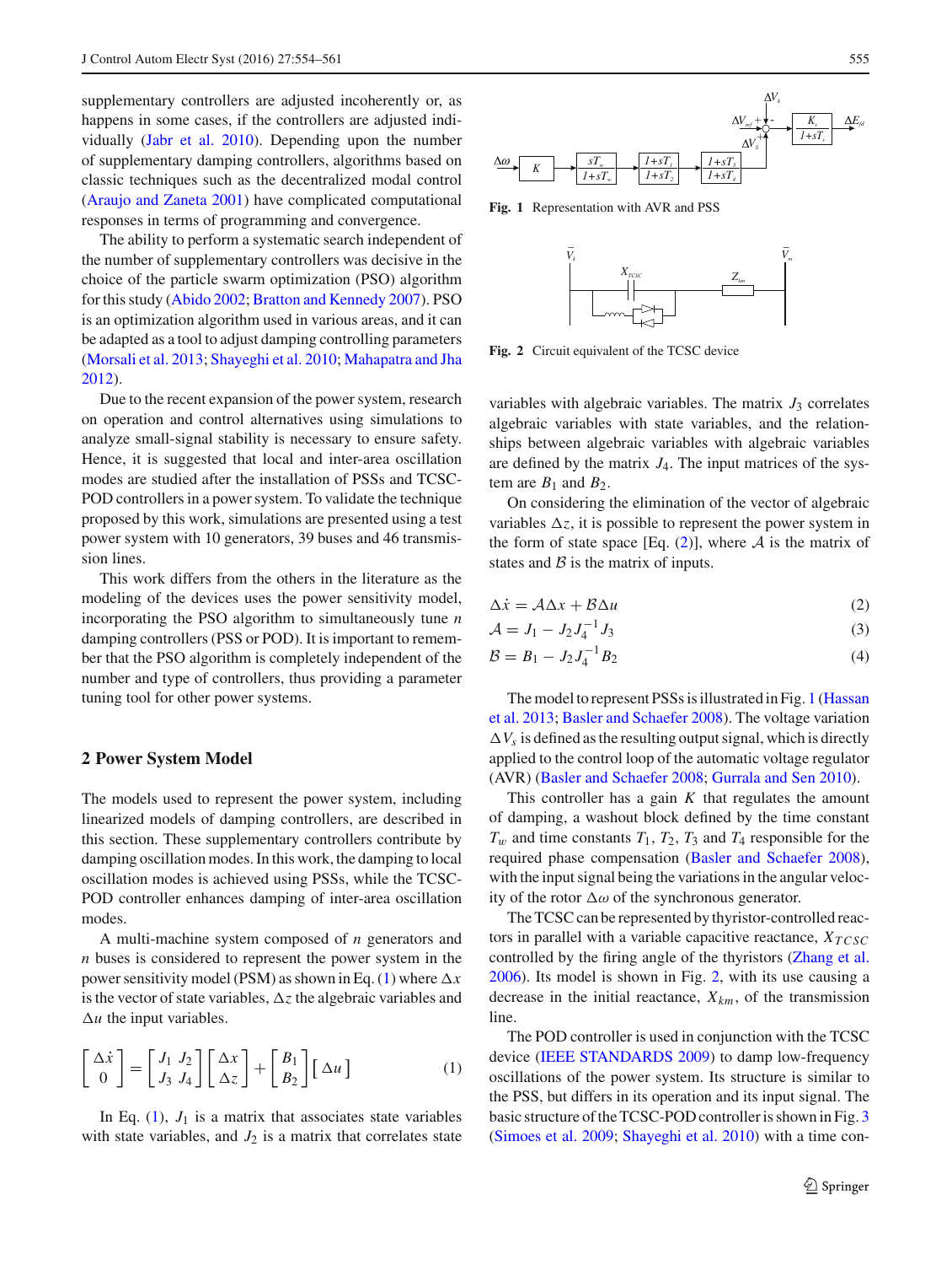supplementary controllers are adjusted incoherently or, as happens in some cases, if the controllers are adjusted individually (Jabr et al. 2010). Depending upon the number of supplementary damping controllers, algorithms based on classic techniques such as the decentralized modal control (Araujo and Zaneta 2001) have complicated computational responses in terms of programming and convergence.

The ability to perform a systematic search independent of the number of supplementary controllers was decisive in the choice of the particle swarm optimization (PSO) algorithm for this study (Abido 2002; Bratton and Kennedy 2007). PSO is an optimization algorithm used in various areas, and it can be adapted as a tool to adjust damping controlling parameters (Morsali et al. 2013; Shayeghi et al. 2010; Mahapatra and Jha 2012).

Due to the recent expansion of the power system, research on operation and control alternatives using simulations to analyze small-signal stability is necessary to ensure safety. Hence, it is suggested that local and inter-area oscillation modes are studied after the installation of PSSs and TCSC-POD controllers in a power system. To validate the technique proposed by this work, simulations are presented using a test power system with 10 generators, 39 buses and 46 transmission lines.

This work differs from the others in the literature as the modeling of the devices uses the power sensitivity model, incorporating the PSO algorithm to simultaneously tune $n$ damping controllers (PSS or POD). It is important to remember that the PSO algorithm is completely independent of the number and type of controllers, thus providing a parameter tuning tool for other power systems.

## 2 Power System Model

The models used to represent the power system, including linearized models of damping controllers, are described in this section. These supplementary controllers contribute by damping oscillation modes. In this work, the damping to local oscillation modes is achieved using PSSs, while the TCSC-POD controller enhances damping of inter-area oscillation modes.

A multi-machine system composed of $n$ generators and $n$ buses is considered to represent the power system in the power sensitivity model (PSM) as shown in Eq. (1) where $\Delta x$ is the vector of state variables, $\Delta z$ the algebraic variables and $\Delta u$ the input variables.

$$\begin{bmatrix} \Delta \dot{x} \\ 0 \end{bmatrix} = \begin{bmatrix} J_1 & J_2 \\ J_3 & J_4 \end{bmatrix} \begin{bmatrix} \Delta x \\ \Delta z \end{bmatrix} + \begin{bmatrix} B_1 \\ B_2 \end{bmatrix} \begin{bmatrix} \Delta u \end{bmatrix} \tag{1}$$

In Eq. (1), $J_1$ is a matrix that associates state variables with state variables, and $J_2$ is a matrix that correlates state variables with algebraic variables. The matrix $J_3$ correlates algebraic variables with state variables, and the relationships between algebraic variables with algebraic variables are defined by the matrix $J_4$. The input matrices of the system are $B_1$ and $B_2$.

On considering the elimination of the vector of algebraic variables $\Delta z$, it is possible to represent the power system in the form of state space [Eq. (2)], where $\mathcal{A}$ is the matrix of states and $\mathcal{B}$ is the matrix of inputs.

$$\Delta \dot{x} = \mathcal{A}\Delta x + \mathcal{B}\Delta u \tag{2}$$

$$\mathcal{A} = J_1 - J_2 J_4^{-1} J_3 \tag{3}$$

$$\mathcal{B} = B_1 - J_2 J_4^{-1} B_2 \tag{4}$$

Fig. 1 Representation with AVR and PSS

Fig. 2 Circuit equivalent of the TCSC device

The model to represent PSSs is illustrated in Fig. 1 (Hassan et al. 2013; Basler and Schaefer 2008). The voltage variation $\Delta V_s$ is defined as the resulting output signal, which is directly applied to the control loop of the automatic voltage regulator (AVR) (Basler and Schaefer 2008; Gurrala and Sen 2010).

This controller has a gain $K$ that regulates the amount of damping, a washout block defined by the time constant $T_w$ and time constants $T_1$, $T_2$, $T_3$ and $T_4$ responsible for the required phase compensation (Basler and Schaefer 2008), with the input signal being the variations in the angular velocity of the rotor $\Delta\omega$ of the synchronous generator.

The TCSC can be represented by thyristor-controlled reactors in parallel with a variable capacitive reactance, $X_{TCSC}$ controlled by the firing angle of the thyristors (Zhang et al. 2006). Its model is shown in Fig. 2, with its use causing a decrease in the initial reactance, $X_{km}$, of the transmission line.

The POD controller is used in conjunction with the TCSC device (IEEE STANDARDS 2009) to damp low-frequency oscillations of the power system. Its structure is similar to the PSS, but differs in its operation and its input signal. The basic structure of the TCSC-POD controller is shown in Fig. 3 (Simoes et al. 2009; Shayeghi et al. 2010) with a time con-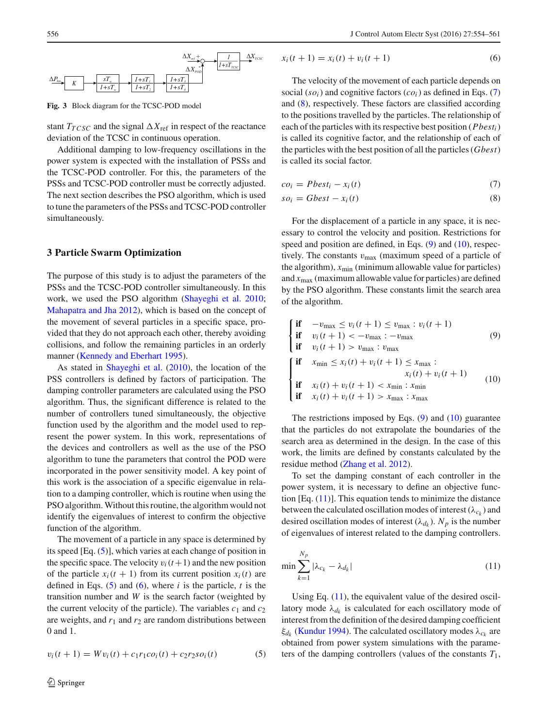Fig. 3 Block diagram for the TCSC-POD model

stant $T_{TCSC}$ and the signal $\Delta X_{\text{ref}}$ in respect of the reactance deviation of the TCSC in continuous operation.

Additional damping to low-frequency oscillations in the power system is expected with the installation of PSSs and the TCSC-POD controller. For this, the parameters of the PSSs and TCSC-POD controller must be correctly adjusted. The next section describes the PSO algorithm, which is used to tune the parameters of the PSSs and TCSC-POD controller simultaneously.

## 3 Particle Swarm Optimization

The purpose of this study is to adjust the parameters of the PSSs and the TCSC-POD controller simultaneously. In this work, we used the PSO algorithm (Shayeghi et al. 2010; Mahapatra and Jha 2012), which is based on the concept of the movement of several particles in a specific space, provided that they do not approach each other, thereby avoiding collisions, and follow the remaining particles in an orderly manner (Kennedy and Eberhart 1995).

As stated in Shayeghi et al. (2010), the location of the PSS controllers is defined by factors of participation. The damping controller parameters are calculated using the PSO algorithm. Thus, the significant difference is related to the number of controllers tuned simultaneously, the objective function used by the algorithm and the model used to represent the power system. In this work, representations of the devices and controllers as well as the use of the PSO algorithm to tune the parameters that control the POD were incorporated in the power sensitivity model. A key point of this work is the association of a specific eigenvalue in relation to a damping controller, which is routine when using the PSO algorithm. Without this routine, the algorithm would not identify the eigenvalues of interest to confirm the objective function of the algorithm.

The movement of a particle in any space is determined by its speed [Eq. (5)], which varies at each change of position in the specific space. The velocity $v_i(t+1)$ and the new position of the particle $x_i(t+1)$ from its current position $x_i(t)$ are defined in Eqs. (5) and (6), where $i$ is the particle, $t$ is the transition number and $W$ is the search factor (weighted by the current velocity of the particle). The variables $c_1$ and $c_2$ are weights, and $r_1$ and $r_2$ are random distributions between 0 and 1.

$$v_i(t+1) = Wv_i(t) + c_1 r_1 co_i(t) + c_2 r_2 so_i(t) \tag{5}$$

$$x_i(t+1) = x_i(t) + v_i(t+1) \tag{6}$$

The velocity of the movement of each particle depends on social ($so_i$) and cognitive factors ($co_i$) as defined in Eqs. (7) and (8), respectively. These factors are classified according to the positions travelled by the particles. The relationship of each of the particles with its respective best position ($Pbest_i$) is called its cognitive factor, and the relationship of each of the particles with the best position of all the particles ($Gbest$) is called its social factor.

$$co_i = Pbest_i - x_i(t) \tag{7}$$

$$so_i = Gbest - x_i(t) \tag{8}$$

For the displacement of a particle in any space, it is necessary to control the velocity and position. Restrictions for speed and position are defined, in Eqs. (9) and (10), respectively. The constants $v_{\max}$ (maximum speed of a particle of the algorithm), $x_{\min}$ (minimum allowable value for particles) and $x_{\max}$ (maximum allowable value for particles) are defined by the PSO algorithm. These constants limit the search area of the algorithm.

$$\begin{cases} \textbf{if} \quad -v_{\max} \leq v_i(t+1) \leq v_{\max} : v_i(t+1) \\ \textbf{if} \quad v_i(t+1) < -v_{\max} : -v_{\max} \\ \textbf{if} \quad v_i(t+1) > v_{\max} : v_{\max} \end{cases} \tag{9}$$

$$\begin{cases} \textbf{if} \quad x_{\min} \leq x_i(t) + v_i(t+1) \leq x_{\max} : \\ \qquad\qquad\qquad\qquad x_i(t) + v_i(t+1) \\ \textbf{if} \quad x_i(t) + v_i(t+1) < x_{\min} : x_{\min} \\ \textbf{if} \quad x_i(t) + v_i(t+1) > x_{\max} : x_{\max} \end{cases} \tag{10}$$

The restrictions imposed by Eqs. (9) and (10) guarantee that the particles do not extrapolate the boundaries of the search area as determined in the design. In the case of this work, the limits are defined by constants calculated by the residue method (Zhang et al. 2012).

To set the damping constant of each controller in the power system, it is necessary to define an objective function [Eq. (11)]. This equation tends to minimize the distance between the calculated oscillation modes of interest ($\lambda_{c_k}$) and desired oscillation modes of interest ($\lambda_{d_k}$). $N_p$ is the number of eigenvalues of interest related to the damping controllers.

$$\min \sum_{k=1}^{N_p} |\lambda_{c_k} - \lambda_{d_k}| \tag{11}$$

Using Eq. (11), the equivalent value of the desired oscillatory mode $\lambda_{d_k}$ is calculated for each oscillatory mode of interest from the definition of the desired damping coefficient $\xi_{d_k}$ (Kundur 1994). The calculated oscillatory modes $\lambda_{c_k}$ are obtained from power system simulations with the parameters of the damping controllers (values of the constants $T_1$,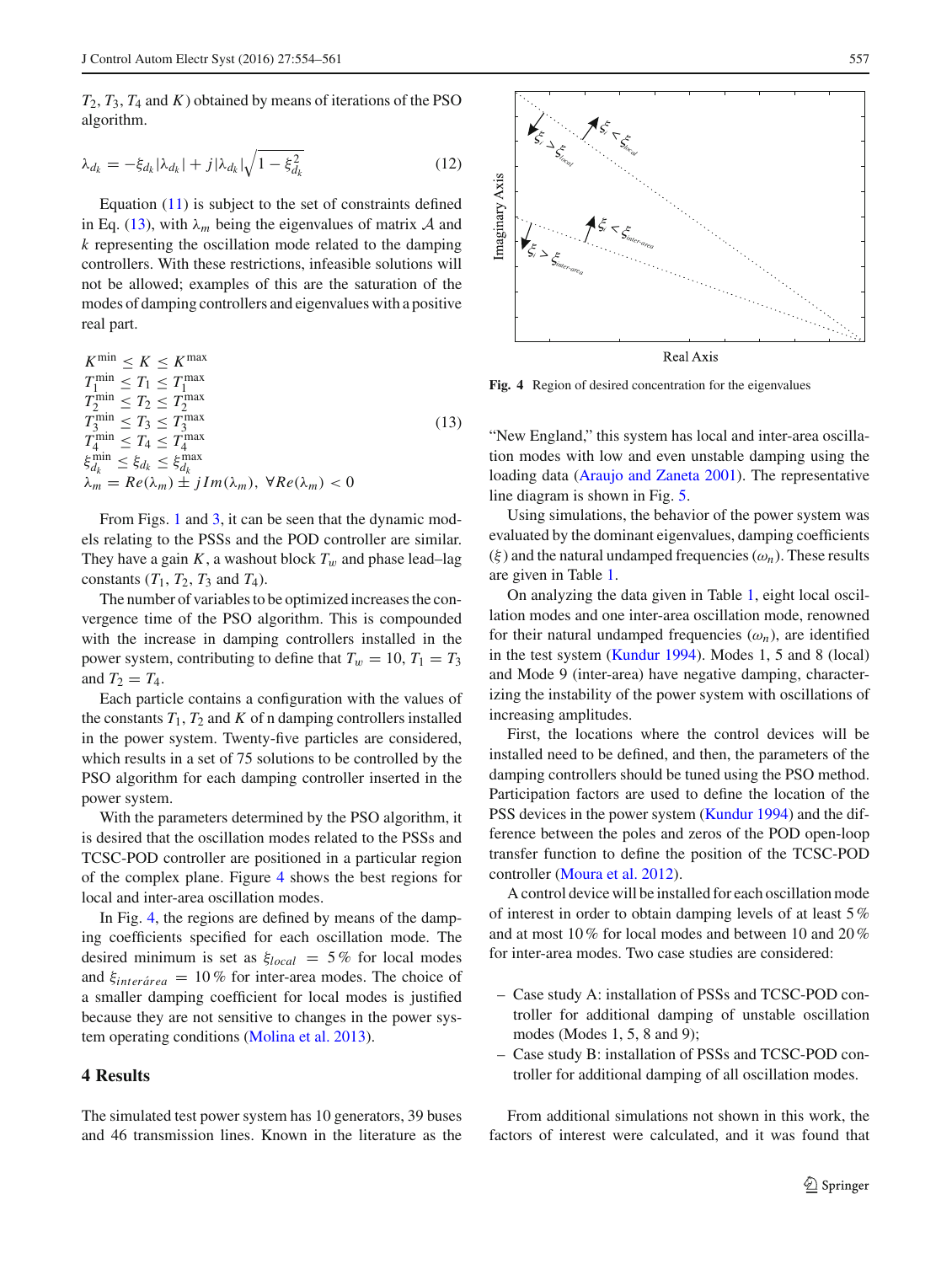$T_2$, $T_3$, $T_4$ and $K$) obtained by means of iterations of the PSO algorithm.

$$\lambda_{d_k} = -\xi_{d_k}|\lambda_{d_k}| + j|\lambda_{d_k}|\sqrt{1-\xi_{d_k}^2} \tag{12}$$

Equation (11) is subject to the set of constraints defined in Eq. (13), with $\lambda_m$ being the eigenvalues of matrix $\mathcal{A}$ and $k$ representing the oscillation mode related to the damping controllers. With these restrictions, infeasible solutions will not be allowed; examples of this are the saturation of the modes of damping controllers and eigenvalues with a positive real part.

$$\begin{aligned}
&K^{\min} \leq K \leq K^{\max}\\
&T_1^{\min} \leq T_1 \leq T_1^{\max}\\
&T_2^{\min} \leq T_2 \leq T_2^{\max}\\
&T_3^{\min} \leq T_3 \leq T_3^{\max}\\
&T_4^{\min} \leq T_4 \leq T_4^{\max}\\
&\xi_{d_k}^{\min} \leq \xi_{d_k} \leq \xi_{d_k}^{\max}\\
&\lambda_m = Re(\lambda_m) \pm jIm(\lambda_m),\ \forall Re(\lambda_m) < 0
\end{aligned} \tag{13}$$

From Figs. 1 and 3, it can be seen that the dynamic models relating to the PSSs and the POD controller are similar. They have a gain $K$, a washout block $T_w$ and phase lead–lag constants ($T_1$, $T_2$, $T_3$ and $T_4$).

The number of variables to be optimized increases the convergence time of the PSO algorithm. This is compounded with the increase in damping controllers installed in the power system, contributing to define that $T_w = 10$, $T_1 = T_3$ and $T_2 = T_4$.

Each particle contains a configuration with the values of the constants $T_1$, $T_2$ and $K$ of n damping controllers installed in the power system. Twenty-five particles are considered, which results in a set of 75 solutions to be controlled by the PSO algorithm for each damping controller inserted in the power system.

With the parameters determined by the PSO algorithm, it is desired that the oscillation modes related to the PSSs and TCSC-POD controller are positioned in a particular region of the complex plane. Figure 4 shows the best regions for local and inter-area oscillation modes.

In Fig. 4, the regions are defined by means of the damping coefficients specified for each oscillation mode. The desired minimum is set as $\xi_{local} = 5\,\%$ for local modes and $\xi_{interárea} = 10\,\%$ for inter-area modes. The choice of a smaller damping coefficient for local modes is justified because they are not sensitive to changes in the power system operating conditions (Molina et al. 2013).

Fig. 4 Region of desired concentration for the eigenvalues

## 4 Results

The simulated test power system has 10 generators, 39 buses and 46 transmission lines. Known in the literature as the "New England," this system has local and inter-area oscillation modes with low and even unstable damping using the loading data (Araujo and Zaneta 2001). The representative line diagram is shown in Fig. 5.

Using simulations, the behavior of the power system was evaluated by the dominant eigenvalues, damping coefficients ($\xi$) and the natural undamped frequencies ($\omega_n$). These results are given in Table 1.

On analyzing the data given in Table 1, eight local oscillation modes and one inter-area oscillation mode, renowned for their natural undamped frequencies ($\omega_n$), are identified in the test system (Kundur 1994). Modes 1, 5 and 8 (local) and Mode 9 (inter-area) have negative damping, characterizing the instability of the power system with oscillations of increasing amplitudes.

First, the locations where the control devices will be installed need to be defined, and then, the parameters of the damping controllers should be tuned using the PSO method. Participation factors are used to define the location of the PSS devices in the power system (Kundur 1994) and the difference between the poles and zeros of the POD open-loop transfer function to define the position of the TCSC-POD controller (Moura et al. 2012).

A control device will be installed for each oscillation mode of interest in order to obtain damping levels of at least 5 % and at most 10 % for local modes and between 10 and 20 % for inter-area modes. Two case studies are considered:

- Case study A: installation of PSSs and TCSC-POD controller for additional damping of unstable oscillation modes (Modes 1, 5, 8 and 9);
- Case study B: installation of PSSs and TCSC-POD controller for additional damping of all oscillation modes.

From additional simulations not shown in this work, the factors of interest were calculated, and it was found that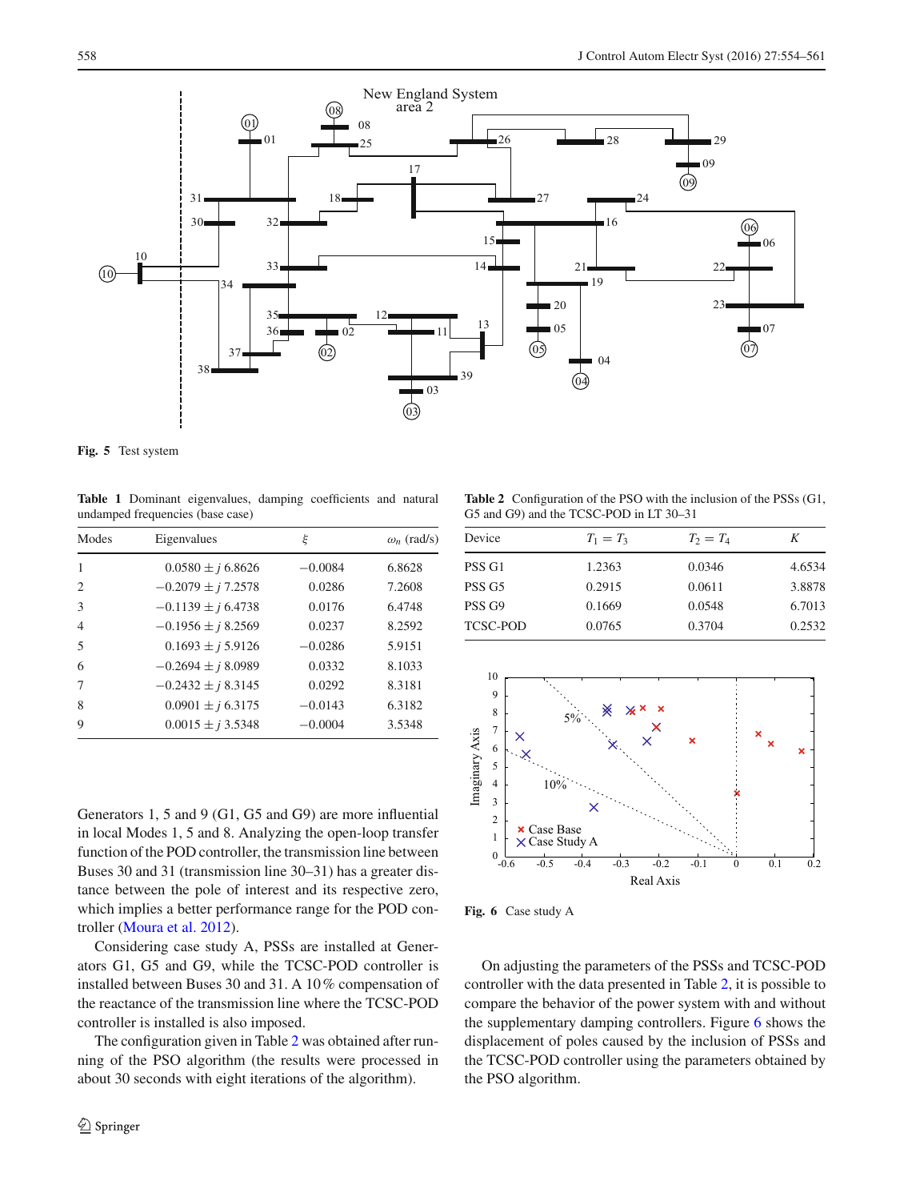Fig. 5 Test system

Table 1 Dominant eigenvalues, damping coefficients and natural undamped frequencies (base case)

| Modes | Eigenvalues | $\xi$ | $\omega_n$ (rad/s) |
|---|---|---|---|
| 1 | $0.0580 \pm j\,6.8626$ | $-0.0084$ | 6.8628 |
| 2 | $-0.2079 \pm j\,7.2578$ | 0.0286 | 7.2608 |
| 3 | $-0.1139 \pm j\,6.4738$ | 0.0176 | 6.4748 |
| 4 | $-0.1956 \pm j\,8.2569$ | 0.0237 | 8.2592 |
| 5 | $0.1693 \pm j\,5.9126$ | $-0.0286$ | 5.9151 |
| 6 | $-0.2694 \pm j\,8.0989$ | 0.0332 | 8.1033 |
| 7 | $-0.2432 \pm j\,8.3145$ | 0.0292 | 8.3181 |
| 8 | $0.0901 \pm j\,6.3175$ | $-0.0143$ | 6.3182 |
| 9 | $0.0015 \pm j\,3.5348$ | $-0.0004$ | 3.5348 |

Generators 1, 5 and 9 (G1, G5 and G9) are more influential in local Modes 1, 5 and 8. Analyzing the open-loop transfer function of the POD controller, the transmission line between Buses 30 and 31 (transmission line 30–31) has a greater distance between the pole of interest and its respective zero, which implies a better performance range for the POD controller (Moura et al. 2012).

Considering case study A, PSSs are installed at Generators G1, G5 and G9, while the TCSC-POD controller is installed between Buses 30 and 31. A 10 % compensation of the reactance of the transmission line where the TCSC-POD controller is installed is also imposed.

The configuration given in Table 2 was obtained after running of the PSO algorithm (the results were processed in about 30 seconds with eight iterations of the algorithm).

Table 2 Configuration of the PSO with the inclusion of the PSSs (G1, G5 and G9) and the TCSC-POD in LT 30–31

| Device | $T_1 = T_3$ | $T_2 = T_4$ | $K$ |
|---|---|---|---|
| PSS G1 | 1.2363 | 0.0346 | 4.6534 |
| PSS G5 | 0.2915 | 0.0611 | 3.8878 |
| PSS G9 | 0.1669 | 0.0548 | 6.7013 |
| TCSC-POD | 0.0765 | 0.3704 | 0.2532 |

Fig. 6 Case study A

On adjusting the parameters of the PSSs and TCSC-POD controller with the data presented in Table 2, it is possible to compare the behavior of the power system with and without the supplementary damping controllers. Figure 6 shows the displacement of poles caused by the inclusion of PSSs and the TCSC-POD controller using the parameters obtained by the PSO algorithm.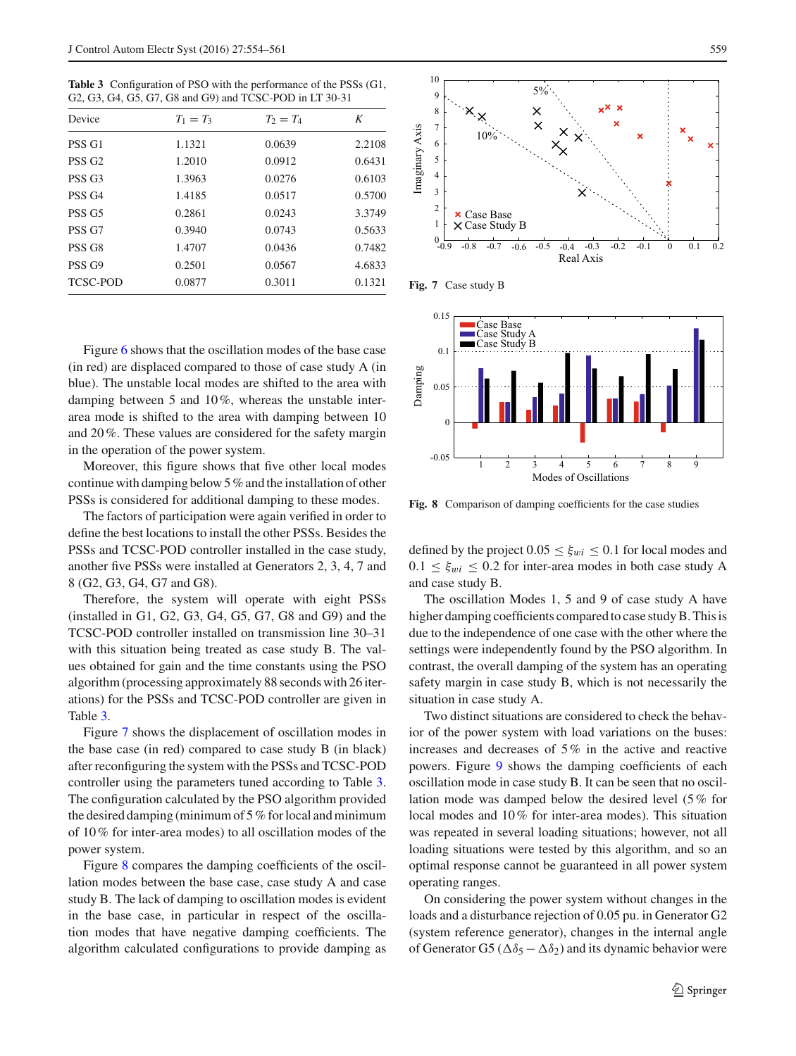**Table 3** Configuration of PSO with the performance of the PSSs (G1, G2, G3, G4, G5, G7, G8 and G9) and TCSC-POD in LT 30-31

| Device | $T_1 = T_3$ | $T_2 = T_4$ | $K$ |
|---|---|---|---|
| PSS G1 | 1.1321 | 0.0639 | 2.2108 |
| PSS G2 | 1.2010 | 0.0912 | 0.6431 |
| PSS G3 | 1.3963 | 0.0276 | 0.6103 |
| PSS G4 | 1.4185 | 0.0517 | 0.5700 |
| PSS G5 | 0.2861 | 0.0243 | 3.3749 |
| PSS G7 | 0.3940 | 0.0743 | 0.5633 |
| PSS G8 | 1.4707 | 0.0436 | 0.7482 |
| PSS G9 | 0.2501 | 0.0567 | 4.6833 |
| TCSC-POD | 0.0877 | 0.3011 | 0.1321 |

Figure 6 shows that the oscillation modes of the base case (in red) are displaced compared to those of case study A (in blue). The unstable local modes are shifted to the area with damping between 5 and 10 %, whereas the unstable inter-area mode is shifted to the area with damping between 10 and 20 %. These values are considered for the safety margin in the operation of the power system.

Moreover, this figure shows that five other local modes continue with damping below 5 % and the installation of other PSSs is considered for additional damping to these modes.

The factors of participation were again verified in order to define the best locations to install the other PSSs. Besides the PSSs and TCSC-POD controller installed in the case study, another five PSSs were installed at Generators 2, 3, 4, 7 and 8 (G2, G3, G4, G7 and G8).

Therefore, the system will operate with eight PSSs (installed in G1, G2, G3, G4, G5, G7, G8 and G9) and the TCSC-POD controller installed on transmission line 30–31 with this situation being treated as case study B. The values obtained for gain and the time constants using the PSO algorithm (processing approximately 88 seconds with 26 iterations) for the PSSs and TCSC-POD controller are given in Table 3.

Figure 7 shows the displacement of oscillation modes in the base case (in red) compared to case study B (in black) after reconfiguring the system with the PSSs and TCSC-POD controller using the parameters tuned according to Table 3. The configuration calculated by the PSO algorithm provided the desired damping (minimum of 5 % for local and minimum of 10 % for inter-area modes) to all oscillation modes of the power system.

Figure 8 compares the damping coefficients of the oscillation modes between the base case, case study A and case study B. The lack of damping to oscillation modes is evident in the base case, in particular in respect of the oscillation modes that have negative damping coefficients. The algorithm calculated configurations to provide damping as defined by the project $0.05 \le \xi_{wi} \le 0.1$ for local modes and $0.1 \le \xi_{wi} \le 0.2$ for inter-area modes in both case study A and case study B.

**Fig. 7** Case study B

**Fig. 8** Comparison of damping coefficients for the case studies

The oscillation Modes 1, 5 and 9 of case study A have higher damping coefficients compared to case study B. This is due to the independence of one case with the other where the settings were independently found by the PSO algorithm. In contrast, the overall damping of the system has an operating safety margin in case study B, which is not necessarily the situation in case study A.

Two distinct situations are considered to check the behavior of the power system with load variations on the buses: increases and decreases of 5 % in the active and reactive powers. Figure 9 shows the damping coefficients of each oscillation mode in case study B. It can be seen that no oscillation mode was damped below the desired level (5 % for local modes and 10 % for inter-area modes). This situation was repeated in several loading situations; however, not all loading situations were tested by this algorithm, and so an optimal response cannot be guaranteed in all power system operating ranges.

On considering the power system without changes in the loads and a disturbance rejection of 0.05 pu. in Generator G2 (system reference generator), changes in the internal angle of Generator G5 ($\Delta\delta_5 - \Delta\delta_2$) and its dynamic behavior were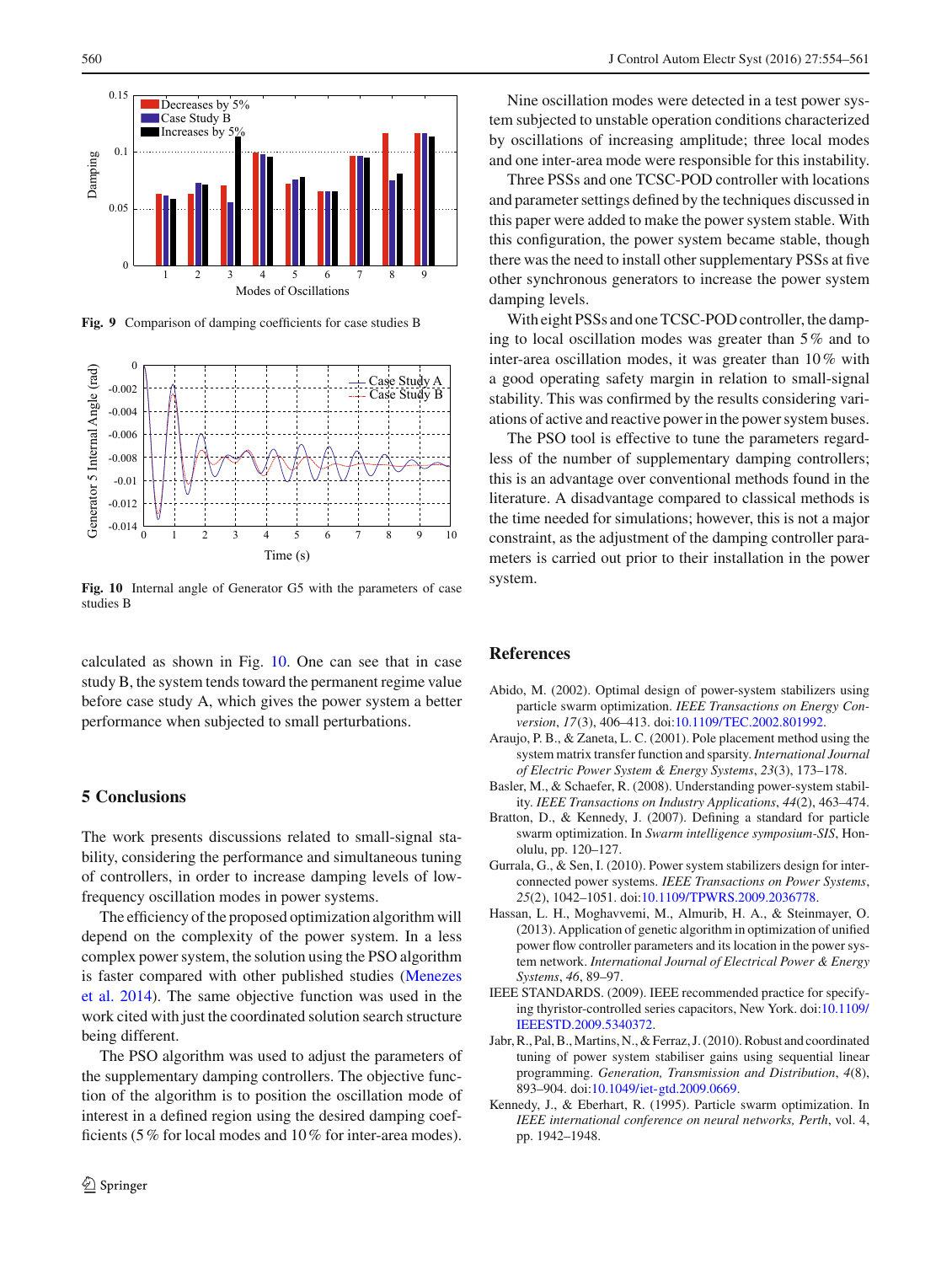Fig. 9 Comparison of damping coefficients for case studies B

Fig. 10 Internal angle of Generator G5 with the parameters of case studies B

calculated as shown in Fig. 10. One can see that in case study B, the system tends toward the permanent regime value before case study A, which gives the power system a better performance when subjected to small perturbations.

## 5 Conclusions

The work presents discussions related to small-signal stability, considering the performance and simultaneous tuning of controllers, in order to increase damping levels of low-frequency oscillation modes in power systems.

The efficiency of the proposed optimization algorithm will depend on the complexity of the power system. In a less complex power system, the solution using the PSO algorithm is faster compared with other published studies (Menezes et al. 2014). The same objective function was used in the work cited with just the coordinated solution search structure being different.

The PSO algorithm was used to adjust the parameters of the supplementary damping controllers. The objective function of the algorithm is to position the oscillation mode of interest in a defined region using the desired damping coefficients (5 % for local modes and 10 % for inter-area modes).

Nine oscillation modes were detected in a test power system subjected to unstable operation conditions characterized by oscillations of increasing amplitude; three local modes and one inter-area mode were responsible for this instability.

Three PSSs and one TCSC-POD controller with locations and parameter settings defined by the techniques discussed in this paper were added to make the power system stable. With this configuration, the power system became stable, though there was the need to install other supplementary PSSs at five other synchronous generators to increase the power system damping levels.

With eight PSSs and one TCSC-POD controller, the damping to local oscillation modes was greater than 5 % and to inter-area oscillation modes, it was greater than 10 % with a good operating safety margin in relation to small-signal stability. This was confirmed by the results considering variations of active and reactive power in the power system buses.

The PSO tool is effective to tune the parameters regardless of the number of supplementary damping controllers; this is an advantage over conventional methods found in the literature. A disadvantage compared to classical methods is the time needed for simulations; however, this is not a major constraint, as the adjustment of the damping controller parameters is carried out prior to their installation in the power system.

## References

Abido, M. (2002). Optimal design of power-system stabilizers using particle swarm optimization. *IEEE Transactions on Energy Conversion*, *17*(3), 406–413. doi:10.1109/TEC.2002.801992.

Araujo, P. B., & Zaneta, L. C. (2001). Pole placement method using the system matrix transfer function and sparsity. *International Journal of Electric Power System & Energy Systems*, *23*(3), 173–178.

Basler, M., & Schaefer, R. (2008). Understanding power-system stability. *IEEE Transactions on Industry Applications*, *44*(2), 463–474.

Bratton, D., & Kennedy, J. (2007). Defining a standard for particle swarm optimization. In *Swarm intelligence symposium-SIS*, Honolulu, pp. 120–127.

Gurrala, G., & Sen, I. (2010). Power system stabilizers design for interconnected power systems. *IEEE Transactions on Power Systems*, *25*(2), 1042–1051. doi:10.1109/TPWRS.2009.2036778.

Hassan, L. H., Moghavvemi, M., Almurib, H. A., & Steinmayer, O. (2013). Application of genetic algorithm in optimization of unified power flow controller parameters and its location in the power system network. *International Journal of Electrical Power & Energy Systems*, *46*, 89–97.

IEEE STANDARDS. (2009). IEEE recommended practice for specifying thyristor-controlled series capacitors, New York. doi:10.1109/IEEESTD.2009.5340372.

Jabr, R., Pal, B., Martins, N., & Ferraz, J. (2010). Robust and coordinated tuning of power system stabiliser gains using sequential linear programming. *Generation, Transmission and Distribution*, *4*(8), 893–904. doi:10.1049/iet-gtd.2009.0669.

Kennedy, J., & Eberhart, R. (1995). Particle swarm optimization. In *IEEE international conference on neural networks, Perth*, vol. 4, pp. 1942–1948.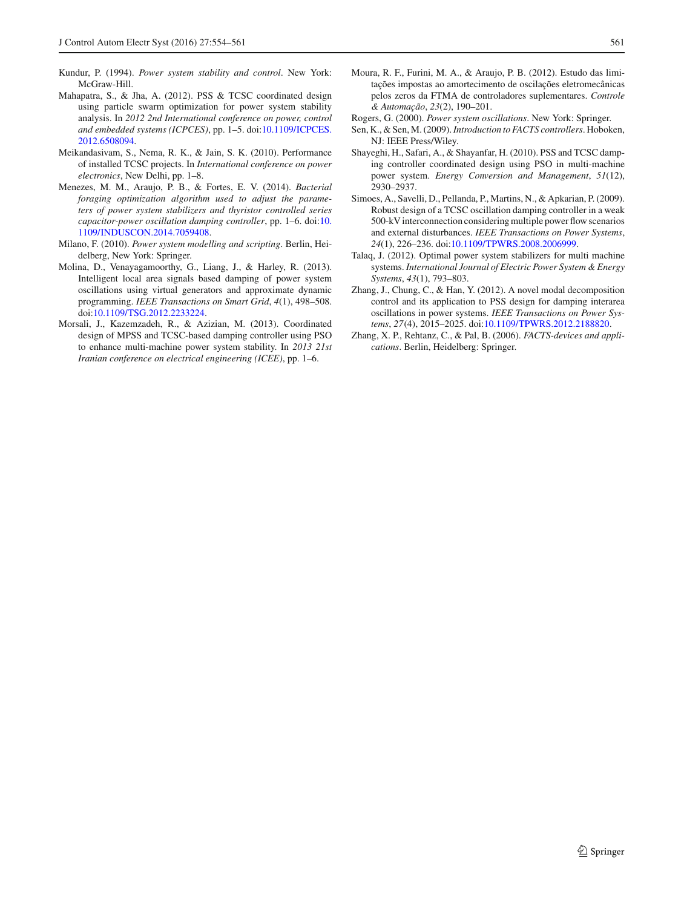Kundur, P. (1994). *Power system stability and control*. New York: McGraw-Hill.

Mahapatra, S., & Jha, A. (2012). PSS & TCSC coordinated design using particle swarm optimization for power system stability analysis. In *2012 2nd International conference on power, control and embedded systems (ICPCES)*, pp. 1–5. doi:10.1109/ICPCES.2012.6508094.

Meikandasivam, S., Nema, R. K., & Jain, S. K. (2010). Performance of installed TCSC projects. In *International conference on power electronics*, New Delhi, pp. 1–8.

Menezes, M. M., Araujo, P. B., & Fortes, E. V. (2014). *Bacterial foraging optimization algorithm used to adjust the parameters of power system stabilizers and thyristor controlled series capacitor-power oscillation damping controller*, pp. 1–6. doi:10.1109/INDUSCON.2014.7059408.

Milano, F. (2010). *Power system modelling and scripting*. Berlin, Heidelberg, New York: Springer.

Molina, D., Venayagamoorthy, G., Liang, J., & Harley, R. (2013). Intelligent local area signals based damping of power system oscillations using virtual generators and approximate dynamic programming. *IEEE Transactions on Smart Grid*, *4*(1), 498–508. doi:10.1109/TSG.2012.2233224.

Morsali, J., Kazemzadeh, R., & Azizian, M. (2013). Coordinated design of MPSS and TCSC-based damping controller using PSO to enhance multi-machine power system stability. In *2013 21st Iranian conference on electrical engineering (ICEE)*, pp. 1–6.

Moura, R. F., Furini, M. A., & Araujo, P. B. (2012). Estudo das limitações impostas ao amortecimento de oscilações eletromecânicas pelos zeros da FTMA de controladores suplementares. *Controle & Automação*, *23*(2), 190–201.

Rogers, G. (2000). *Power system oscillations*. New York: Springer.

Sen, K., & Sen, M. (2009). *Introduction to FACTS controllers*. Hoboken, NJ: IEEE Press/Wiley.

Shayeghi, H., Safari, A., & Shayanfar, H. (2010). PSS and TCSC damping controller coordinated design using PSO in multi-machine power system. *Energy Conversion and Management*, *51*(12), 2930–2937.

Simoes, A., Savelli, D., Pellanda, P., Martins, N., & Apkarian, P. (2009). Robust design of a TCSC oscillation damping controller in a weak 500-kV interconnection considering multiple power flow scenarios and external disturbances. *IEEE Transactions on Power Systems*, *24*(1), 226–236. doi:10.1109/TPWRS.2008.2006999.

Talaq, J. (2012). Optimal power system stabilizers for multi machine systems. *International Journal of Electric Power System & Energy Systems*, *43*(1), 793–803.

Zhang, J., Chung, C., & Han, Y. (2012). A novel modal decomposition control and its application to PSS design for damping interarea oscillations in power systems. *IEEE Transactions on Power Systems*, *27*(4), 2015–2025. doi:10.1109/TPWRS.2012.2188820.

Zhang, X. P., Rehtanz, C., & Pal, B. (2006). *FACTS-devices and applications*. Berlin, Heidelberg: Springer.